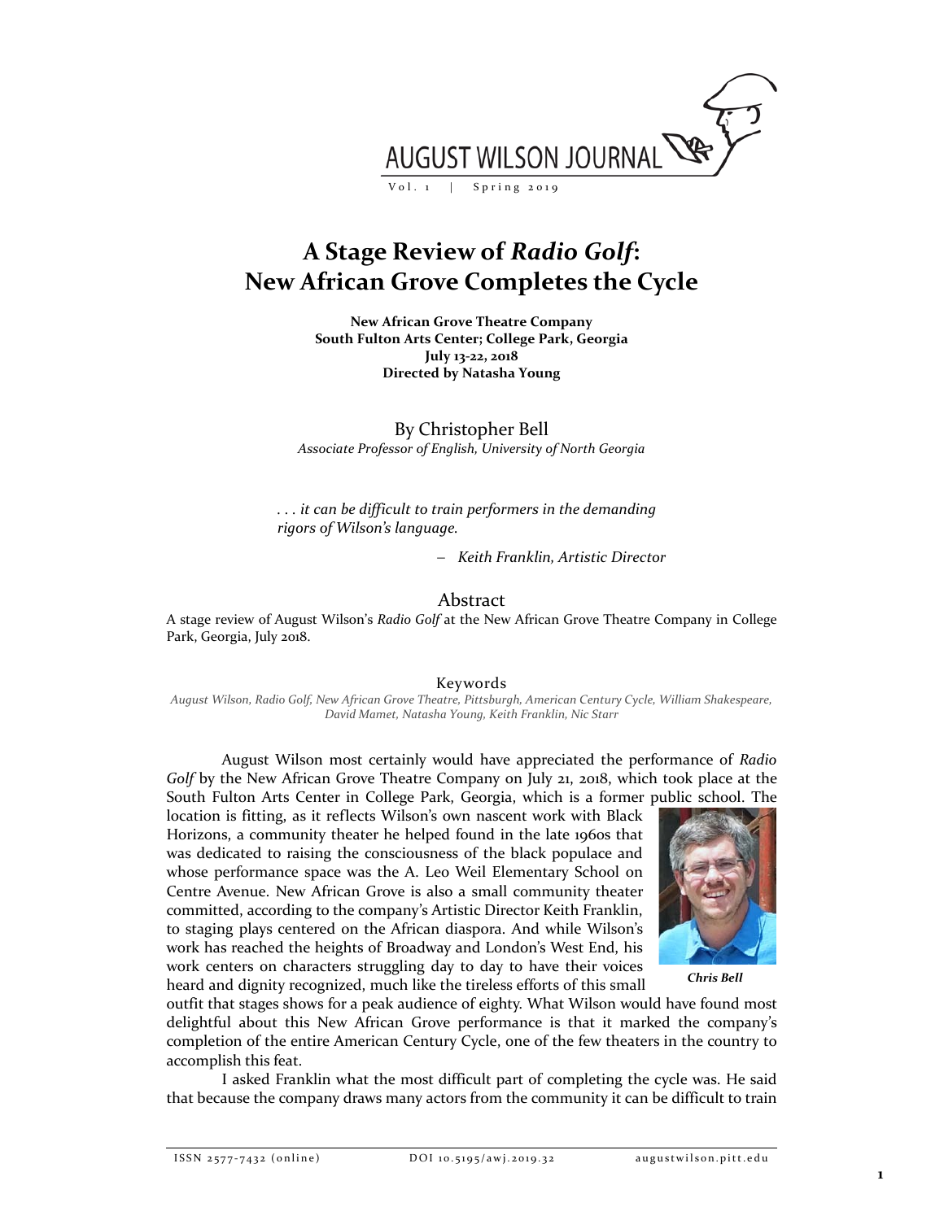# A Stage Review of *Radio Golf*: New African Grove Completes the Cycle

**New African Grove Theatre Company**
**South Fulton Arts Center; College Park, Georgia**
**July 13-22, 2018**
**Directed by Natasha Young**

By Christopher Bell
*Associate Professor of English, University of North Georgia*

> *. . . it can be difficult to train performers in the demanding rigors of Wilson's language.*
>
> – *Keith Franklin, Artistic Director*

## Abstract

A stage review of August Wilson's *Radio Golf* at the New African Grove Theatre Company in College Park, Georgia, July 2018.

## Keywords

*August Wilson, Radio Golf, New African Grove Theatre, Pittsburgh, American Century Cycle, William Shakespeare, David Mamet, Natasha Young, Keith Franklin, Nic Starr*

August Wilson most certainly would have appreciated the performance of *Radio Golf* by the New African Grove Theatre Company on July 21, 2018, which took place at the South Fulton Arts Center in College Park, Georgia, which is a former public school. The location is fitting, as it reflects Wilson's own nascent work with Black Horizons, a community theater he helped found in the late 1960s that was dedicated to raising the consciousness of the black populace and whose performance space was the A. Leo Weil Elementary School on Centre Avenue. New African Grove is also a small community theater committed, according to the company's Artistic Director Keith Franklin, to staging plays centered on the African diaspora. And while Wilson's work has reached the heights of Broadway and London's West End, his work centers on characters struggling day to day to have their voices heard and dignity recognized, much like the tireless efforts of this small outfit that stages shows for a peak audience of eighty. What Wilson would have found most delightful about this New African Grove performance is that it marked the company's completion of the entire American Century Cycle, one of the few theaters in the country to accomplish this feat.

***Chris Bell***

I asked Franklin what the most difficult part of completing the cycle was. He said that because the company draws many actors from the community it can be difficult to train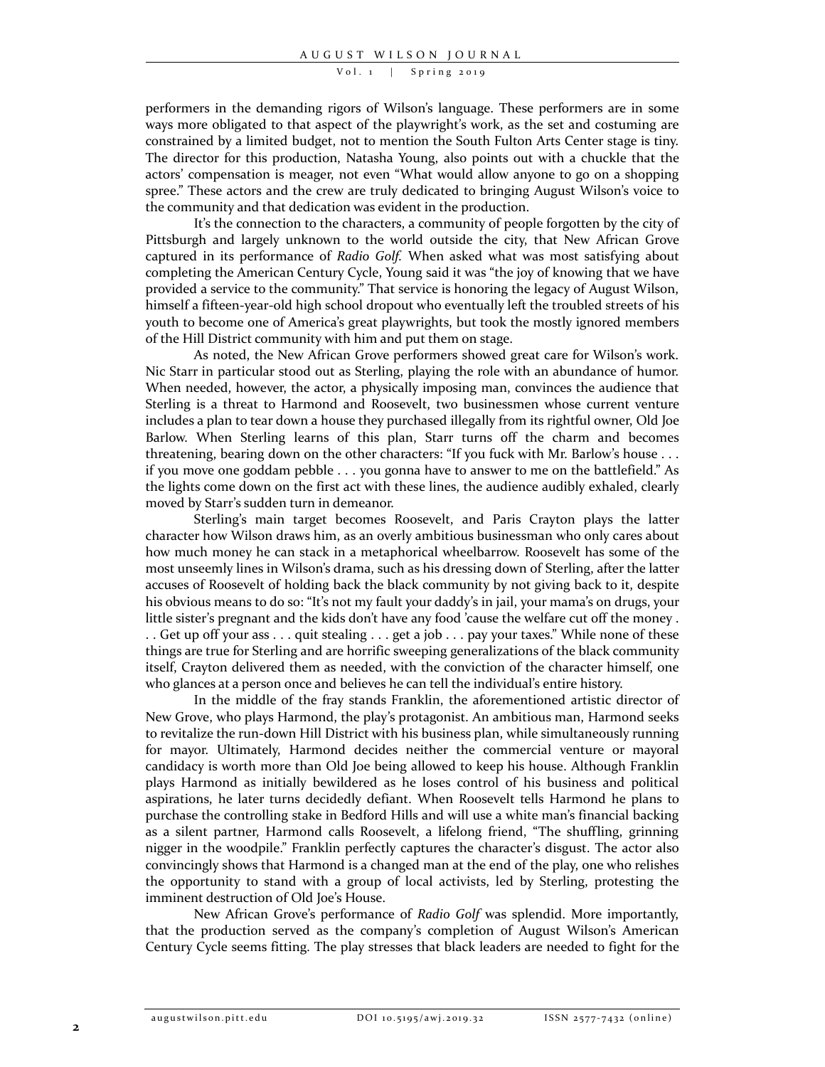performers in the demanding rigors of Wilson's language. These performers are in some ways more obligated to that aspect of the playwright's work, as the set and costuming are constrained by a limited budget, not to mention the South Fulton Arts Center stage is tiny. The director for this production, Natasha Young, also points out with a chuckle that the actors' compensation is meager, not even "What would allow anyone to go on a shopping spree." These actors and the crew are truly dedicated to bringing August Wilson's voice to the community and that dedication was evident in the production.

It's the connection to the characters, a community of people forgotten by the city of Pittsburgh and largely unknown to the world outside the city, that New African Grove captured in its performance of *Radio Golf.* When asked what was most satisfying about completing the American Century Cycle, Young said it was "the joy of knowing that we have provided a service to the community." That service is honoring the legacy of August Wilson, himself a fifteen-year-old high school dropout who eventually left the troubled streets of his youth to become one of America's great playwrights, but took the mostly ignored members of the Hill District community with him and put them on stage.

As noted, the New African Grove performers showed great care for Wilson's work. Nic Starr in particular stood out as Sterling, playing the role with an abundance of humor. When needed, however, the actor, a physically imposing man, convinces the audience that Sterling is a threat to Harmond and Roosevelt, two businessmen whose current venture includes a plan to tear down a house they purchased illegally from its rightful owner, Old Joe Barlow. When Sterling learns of this plan, Starr turns off the charm and becomes threatening, bearing down on the other characters: "If you fuck with Mr. Barlow's house . . . if you move one goddam pebble . . . you gonna have to answer to me on the battlefield." As the lights come down on the first act with these lines, the audience audibly exhaled, clearly moved by Starr's sudden turn in demeanor.

Sterling's main target becomes Roosevelt, and Paris Crayton plays the latter character how Wilson draws him, as an overly ambitious businessman who only cares about how much money he can stack in a metaphorical wheelbarrow. Roosevelt has some of the most unseemly lines in Wilson's drama, such as his dressing down of Sterling, after the latter accuses of Roosevelt of holding back the black community by not giving back to it, despite his obvious means to do so: "It's not my fault your daddy's in jail, your mama's on drugs, your little sister's pregnant and the kids don't have any food 'cause the welfare cut off the money . . . Get up off your ass . . . quit stealing . . . get a job . . . pay your taxes." While none of these things are true for Sterling and are horrific sweeping generalizations of the black community itself, Crayton delivered them as needed, with the conviction of the character himself, one who glances at a person once and believes he can tell the individual's entire history.

In the middle of the fray stands Franklin, the aforementioned artistic director of New Grove, who plays Harmond, the play's protagonist. An ambitious man, Harmond seeks to revitalize the run-down Hill District with his business plan, while simultaneously running for mayor. Ultimately, Harmond decides neither the commercial venture or mayoral candidacy is worth more than Old Joe being allowed to keep his house. Although Franklin plays Harmond as initially bewildered as he loses control of his business and political aspirations, he later turns decidedly defiant. When Roosevelt tells Harmond he plans to purchase the controlling stake in Bedford Hills and will use a white man's financial backing as a silent partner, Harmond calls Roosevelt, a lifelong friend, "The shuffling, grinning nigger in the woodpile." Franklin perfectly captures the character's disgust. The actor also convincingly shows that Harmond is a changed man at the end of the play, one who relishes the opportunity to stand with a group of local activists, led by Sterling, protesting the imminent destruction of Old Joe's House.

New African Grove's performance of *Radio Golf* was splendid. More importantly, that the production served as the company's completion of August Wilson's American Century Cycle seems fitting. The play stresses that black leaders are needed to fight for the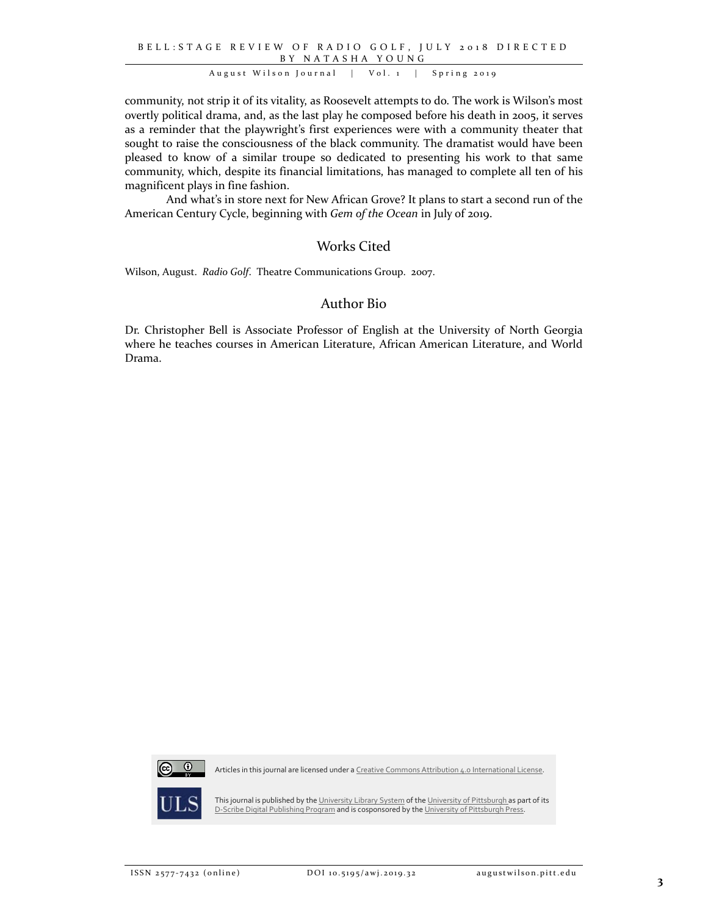community, not strip it of its vitality, as Roosevelt attempts to do. The work is Wilson's most overtly political drama, and, as the last play he composed before his death in 2005, it serves as a reminder that the playwright's first experiences were with a community theater that sought to raise the consciousness of the black community. The dramatist would have been pleased to know of a similar troupe so dedicated to presenting his work to that same community, which, despite its financial limitations, has managed to complete all ten of his magnificent plays in fine fashion.

And what's in store next for New African Grove? It plans to start a second run of the American Century Cycle, beginning with *Gem of the Ocean* in July of 2019.

## Works Cited

Wilson, August. *Radio Golf*. Theatre Communications Group. 2007.

## Author Bio

Dr. Christopher Bell is Associate Professor of English at the University of North Georgia where he teaches courses in American Literature, African American Literature, and World Drama.

Articles in this journal are licensed under a Creative Commons Attribution 4.0 International License.

This journal is published by the University Library System of the University of Pittsburgh as part of its D-Scribe Digital Publishing Program and is cosponsored by the University of Pittsburgh Press.

ISSN 2577-7432 (online) DOI 10.5195/awj.2019.32 augustwilson.pitt.edu